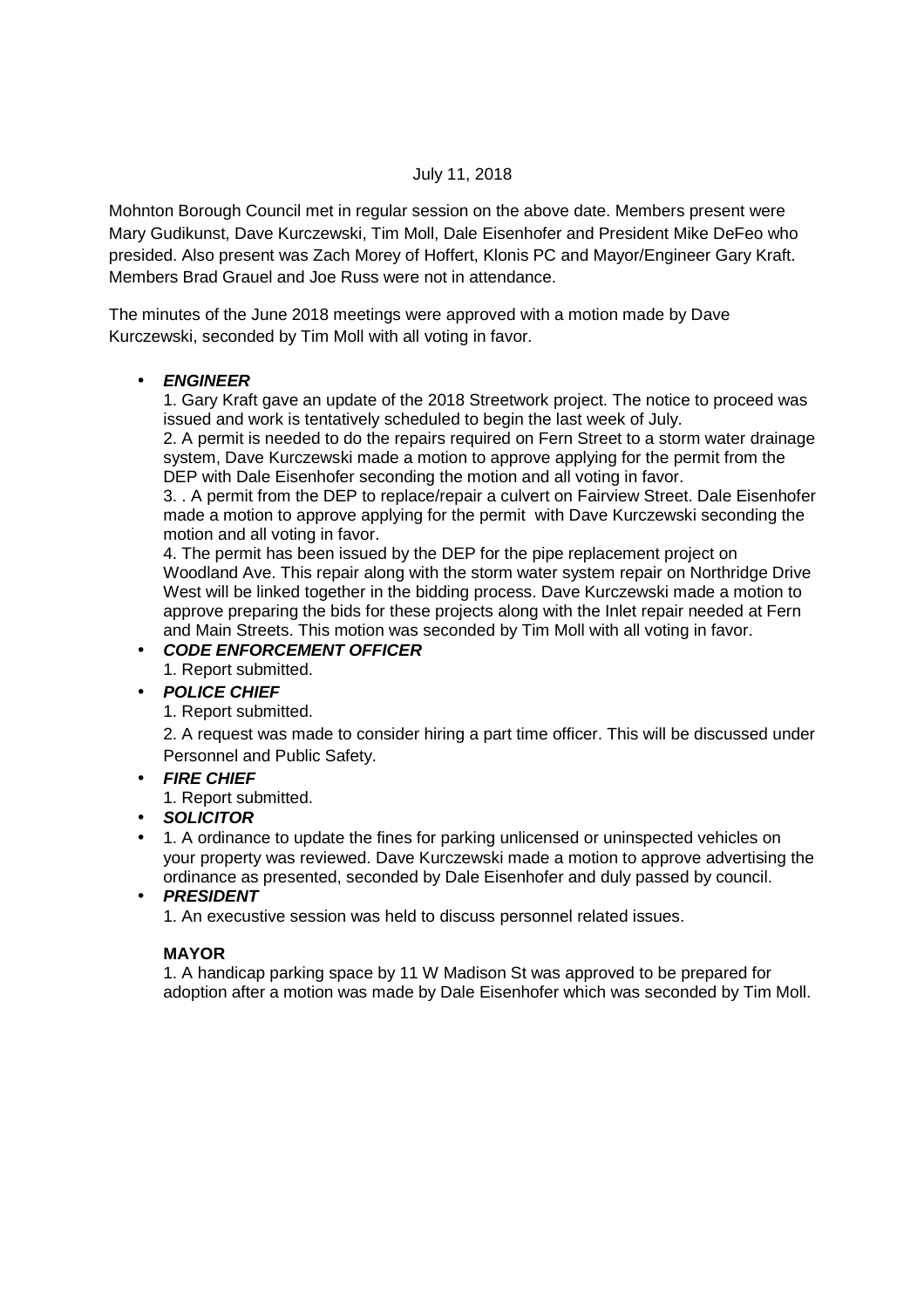July 11, 2018

Mohnton Borough Council met in regular session on the above date. Members present were Mary Gudikunst, Dave Kurczewski, Tim Moll, Dale Eisenhofer and President Mike DeFeo who presided. Also present was Zach Morey of Hoffert, Klonis PC and Mayor/Engineer Gary Kraft. Members Brad Grauel and Joe Russ were not in attendance.

The minutes of the June 2018 meetings were approved with a motion made by Dave Kurczewski, seconded by Tim Moll with all voting in favor.

- ***ENGINEER***

  1. Gary Kraft gave an update of the 2018 Streetwork project. The notice to proceed was issued and work is tentatively scheduled to begin the last week of July.
  2. A permit is needed to do the repairs required on Fern Street to a storm water drainage system, Dave Kurczewski made a motion to approve applying for the permit from the DEP with Dale Eisenhofer seconding the motion and all voting in favor.
  3. . A permit from the DEP to replace/repair a culvert on Fairview Street. Dale Eisenhofer made a motion to approve applying for the permit with Dave Kurczewski seconding the motion and all voting in favor.
  4. The permit has been issued by the DEP for the pipe replacement project on Woodland Ave. This repair along with the storm water system repair on Northridge Drive West will be linked together in the bidding process. Dave Kurczewski made a motion to approve preparing the bids for these projects along with the Inlet repair needed at Fern and Main Streets. This motion was seconded by Tim Moll with all voting in favor.

- ***CODE ENFORCEMENT OFFICER***

  1. Report submitted.

- ***POLICE CHIEF***

  1. Report submitted.
  2. A request was made to consider hiring a part time officer. This will be discussed under Personnel and Public Safety.

- ***FIRE CHIEF***

  1. Report submitted.

- ***SOLICITOR***
- 1. A ordinance to update the fines for parking unlicensed or uninspected vehicles on your property was reviewed. Dave Kurczewski made a motion to approve advertising the ordinance as presented, seconded by Dale Eisenhofer and duly passed by council.

- ***PRESIDENT***

  1. An executive session was held to discuss personnel related issues.

**MAYOR**

1. A handicap parking space by 11 W Madison St was approved to be prepared for adoption after a motion was made by Dale Eisenhofer which was seconded by Tim Moll.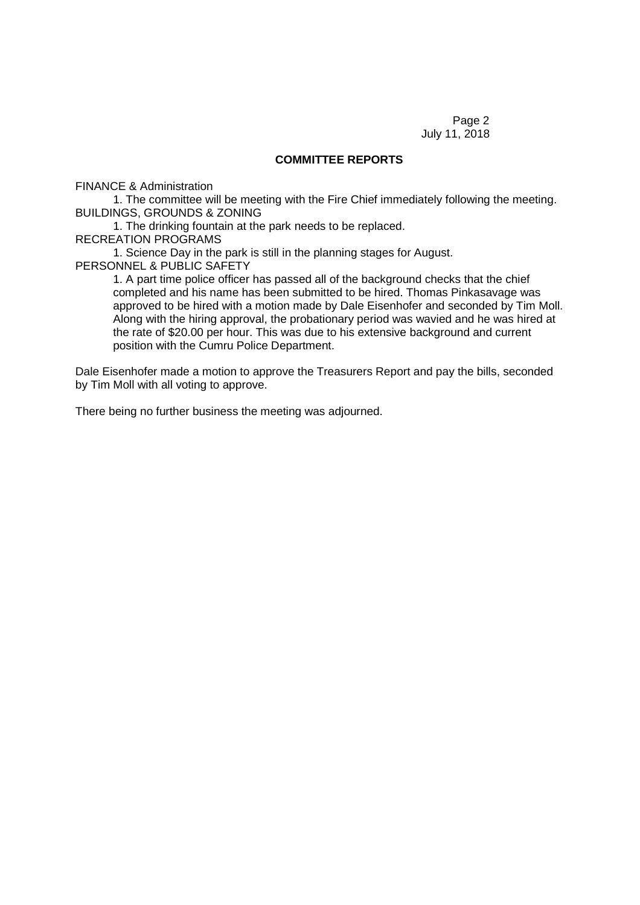## COMMITTEE REPORTS

FINANCE & Administration

1. The committee will be meeting with the Fire Chief immediately following the meeting.

BUILDINGS, GROUNDS & ZONING

1. The drinking fountain at the park needs to be replaced.

RECREATION PROGRAMS

1. Science Day in the park is still in the planning stages for August.

PERSONNEL & PUBLIC SAFETY

1. A part time police officer has passed all of the background checks that the chief completed and his name has been submitted to be hired. Thomas Pinkasavage was approved to be hired with a motion made by Dale Eisenhofer and seconded by Tim Moll. Along with the hiring approval, the probationary period was wavied and he was hired at the rate of $20.00 per hour. This was due to his extensive background and current position with the Cumru Police Department.

Dale Eisenhofer made a motion to approve the Treasurers Report and pay the bills, seconded by Tim Moll with all voting to approve.

There being no further business the meeting was adjourned.